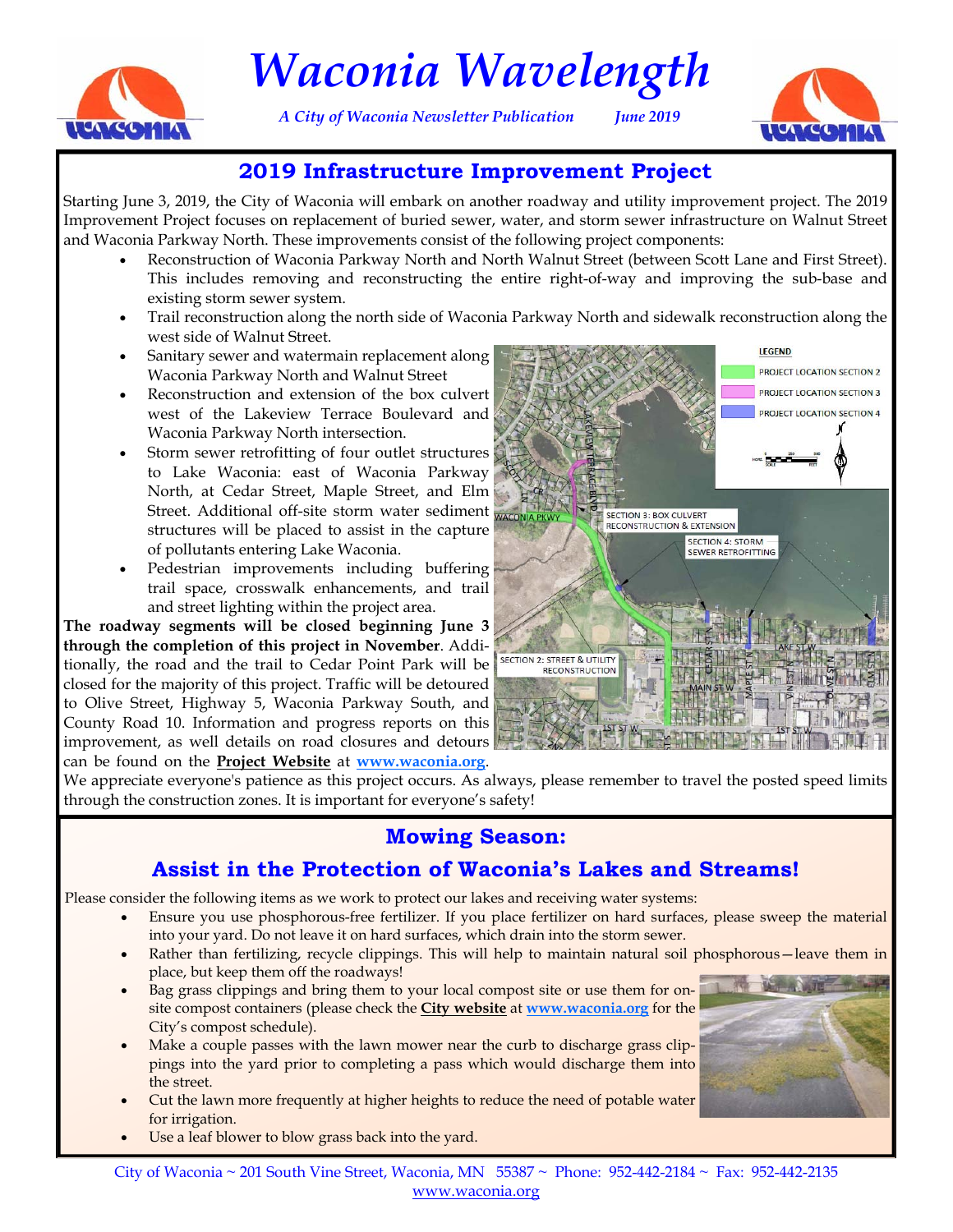# Waconia Wavelength

*A City of Waconia Newsletter Publication June 2019*

## 2019 Infrastructure Improvement Project

Starting June 3, 2019, the City of Waconia will embark on another roadway and utility improvement project. The 2019 Improvement Project focuses on replacement of buried sewer, water, and storm sewer infrastructure on Walnut Street and Waconia Parkway North. These improvements consist of the following project components:

- Reconstruction of Waconia Parkway North and North Walnut Street (between Scott Lane and First Street). This includes removing and reconstructing the entire right-of-way and improving the sub-base and existing storm sewer system.
- Trail reconstruction along the north side of Waconia Parkway North and sidewalk reconstruction along the west side of Walnut Street.
- Sanitary sewer and watermain replacement along Waconia Parkway North and Walnut Street
- Reconstruction and extension of the box culvert west of the Lakeview Terrace Boulevard and Waconia Parkway North intersection.
- Storm sewer retrofitting of four outlet structures to Lake Waconia: east of Waconia Parkway North, at Cedar Street, Maple Street, and Elm Street. Additional off-site storm water sediment structures will be placed to assist in the capture of pollutants entering Lake Waconia.
- Pedestrian improvements including buffering trail space, crosswalk enhancements, and trail and street lighting within the project area.

**The roadway segments will be closed beginning June 3 through the completion of this project in November**. Additionally, the road and the trail to Cedar Point Park will be closed for the majority of this project. Traffic will be detoured to Olive Street, Highway 5, Waconia Parkway South, and County Road 10. Information and progress reports on this improvement, as well as details on road closures and detours can be found on the **Project Website** at **www.waconia.org**.

We appreciate everyone's patience as this project occurs. As always, please remember to travel the posted speed limits through the construction zones. It is important for everyone's safety!

## Mowing Season:

## Assist in the Protection of Waconia's Lakes and Streams!

Please consider the following items as we work to protect our lakes and receiving water systems:

- Ensure you use phosphorous-free fertilizer. If you place fertilizer on hard surfaces, please sweep the material into your yard. Do not leave it on hard surfaces, which drain into the storm sewer.
- Rather than fertilizing, recycle clippings. This will help to maintain natural soil phosphorous—leave them in place, but keep them off the roadways!
- Bag grass clippings and bring them to your local compost site or use them for on-site compost containers (please check the **City website** at **www.waconia.org** for the City's compost schedule).
- Make a couple passes with the lawn mower near the curb to discharge grass clippings into the yard prior to completing a pass which would discharge them into the street.
- Cut the lawn more frequently at higher heights to reduce the need of potable water for irrigation.
- Use a leaf blower to blow grass back into the yard.

City of Waconia ~ 201 South Vine Street, Waconia, MN 55387 ~ Phone: 952-442-2184 ~ Fax: 952-442-2135
www.waconia.org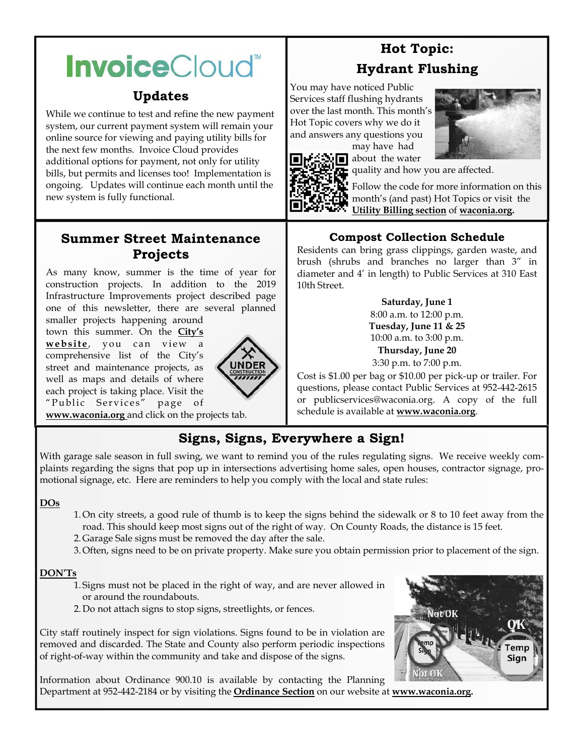# InvoiceCloud

## Updates

While we continue to test and refine the new payment system, our current payment system will remain your online source for viewing and paying utility bills for the next few months. Invoice Cloud provides additional options for payment, not only for utility bills, but permits and licenses too! Implementation is ongoing. Updates will continue each month until the new system is fully functional.

## Hot Topic: Hydrant Flushing

You may have noticed Public Services staff flushing hydrants over the last month. This month's Hot Topic covers why we do it and answers any questions you may have had about the water quality and how you are affected.

Follow the code for more information on this month's (and past) Hot Topics or visit the **Utility Billing section** of **waconia.org**.

## Summer Street Maintenance Projects

As many know, summer is the time of year for construction projects. In addition to the 2019 Infrastructure Improvements project described page one of this newsletter, there are several planned smaller projects happening around town this summer. On the **City's website**, you can view a comprehensive list of the City's street and maintenance projects, as well as maps and details of where each project is taking place. Visit the "Public Services" page of **www.waconia.org** and click on the projects tab.

## Compost Collection Schedule

Residents can bring grass clippings, garden waste, and brush (shrubs and branches no larger than 3" in diameter and 4' in length) to Public Services at 310 East 10th Street.

**Saturday, June 1**
8:00 a.m. to 12:00 p.m.
**Tuesday, June 11 & 25**
10:00 a.m. to 3:00 p.m.
**Thursday, June 20**
3:30 p.m. to 7:00 p.m.

Cost is $1.00 per bag or $10.00 per pick-up or trailer. For questions, please contact Public Services at 952-442-2615 or publicservices@waconia.org. A copy of the full schedule is available at **www.waconia.org**.

## Signs, Signs, Everywhere a Sign!

With garage sale season in full swing, we want to remind you of the rules regulating signs. We receive weekly complaints regarding the signs that pop up in intersections advertising home sales, open houses, contractor signage, promotional signage, etc. Here are reminders to help you comply with the local and state rules:

**DOs**

1. On city streets, a good rule of thumb is to keep the signs behind the sidewalk or 8 to 10 feet away from the road. This should keep most signs out of the right of way. On County Roads, the distance is 15 feet.
2. Garage Sale signs must be removed the day after the sale.
3. Often, signs need to be on private property. Make sure you obtain permission prior to placement of the sign.

**DON'Ts**

1. Signs must not be placed in the right of way, and are never allowed in or around the roundabouts.
2. Do not attach signs to stop signs, streetlights, or fences.

City staff routinely inspect for sign violations. Signs found to be in violation are removed and discarded. The State and County also perform periodic inspections of right-of-way within the community and take and dispose of the signs.

Information about Ordinance 900.10 is available by contacting the Planning Department at 952-442-2184 or by visiting the **Ordinance Section** on our website at **www.waconia.org**.